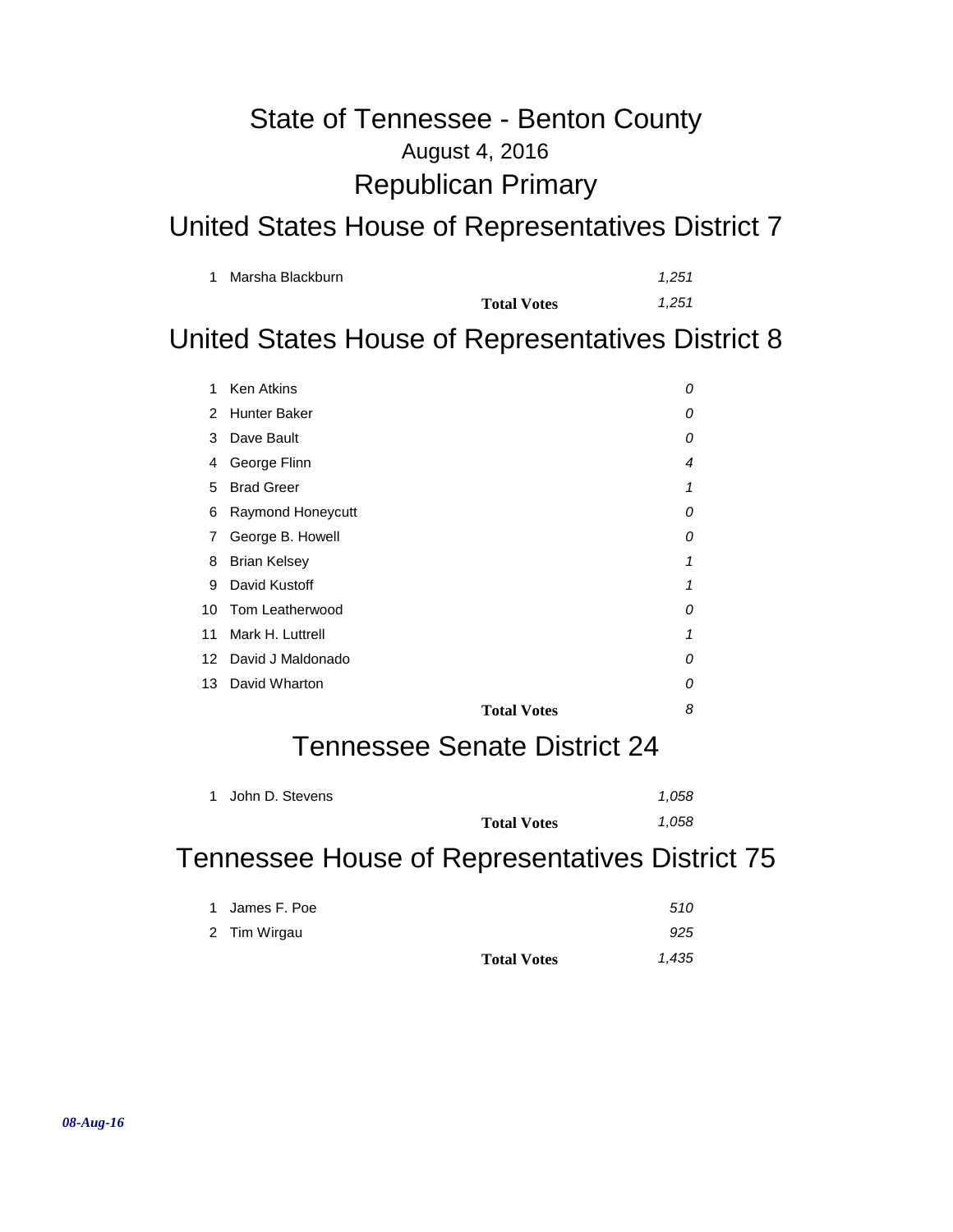# State of Tennessee - Benton County

August 4, 2016

## Republican Primary

## United States House of Representatives District 7

| | | |
|---|---|---|
| 1 | Marsha Blackburn | *1,251* |
| | **Total Votes** | *1,251* |

## United States House of Representatives District 8

| | | |
|---|---|---|
| 1 | Ken Atkins | *0* |
| 2 | Hunter Baker | *0* |
| 3 | Dave Bault | *0* |
| 4 | George Flinn | *4* |
| 5 | Brad Greer | *1* |
| 6 | Raymond Honeycutt | *0* |
| 7 | George B. Howell | *0* |
| 8 | Brian Kelsey | *1* |
| 9 | David Kustoff | *1* |
| 10 | Tom Leatherwood | *0* |
| 11 | Mark H. Luttrell | *1* |
| 12 | David J Maldonado | *0* |
| 13 | David Wharton | *0* |
| | **Total Votes** | *8* |

## Tennessee Senate District 24

| | | |
|---|---|---|
| 1 | John D. Stevens | *1,058* |
| | **Total Votes** | *1,058* |

## Tennessee House of Representatives District 75

| | | |
|---|---|---|
| 1 | James F. Poe | *510* |
| 2 | Tim Wirgau | *925* |
| | **Total Votes** | *1,435* |

***08-Aug-16***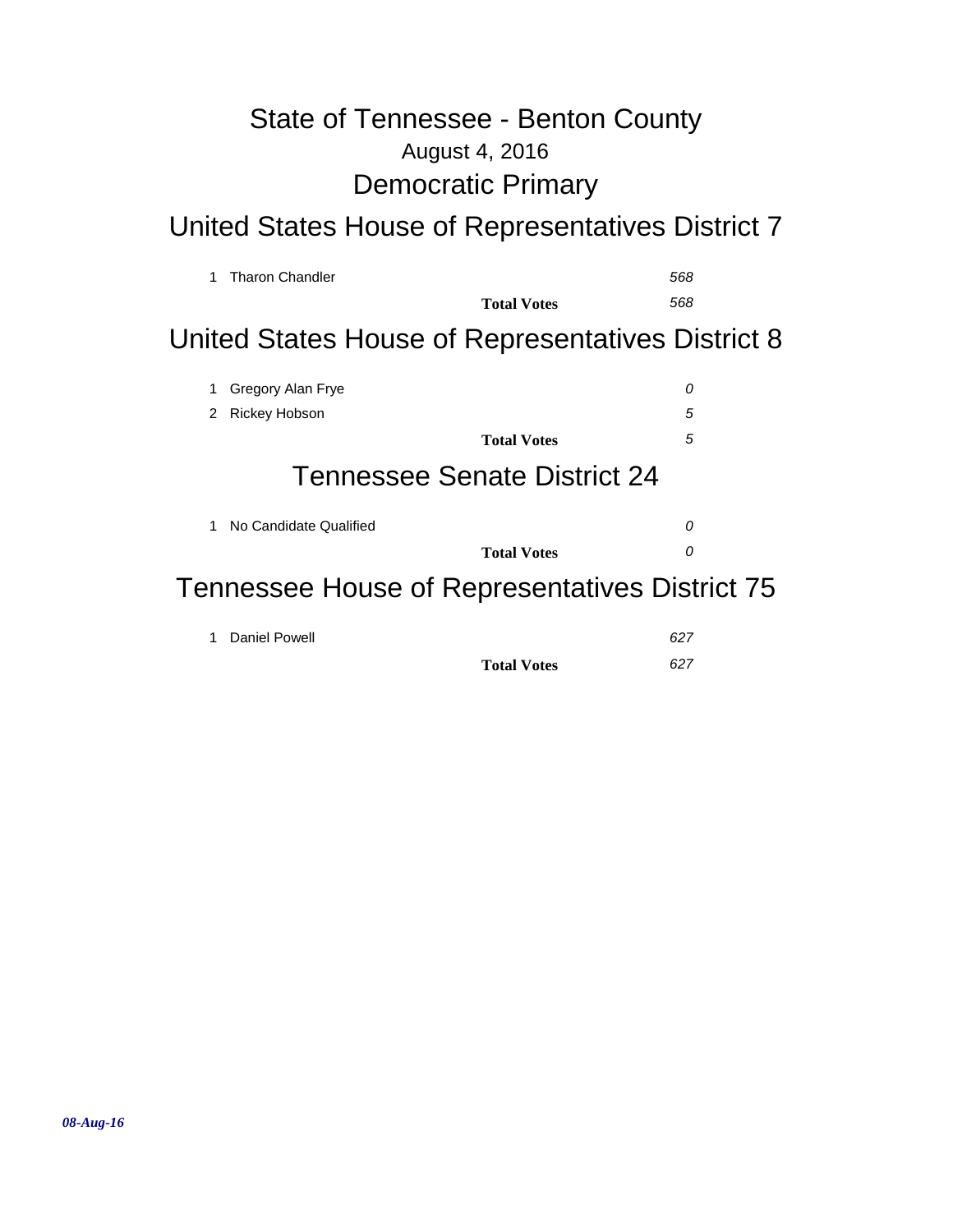# State of Tennessee - Benton County

August 4, 2016

## Democratic Primary

## United States House of Representatives District 7

| | | |
|---|---|---|
| 1 | Tharon Chandler | *568* |
| | **Total Votes** | *568* |

## United States House of Representatives District 8

| | | |
|---|---|---|
| 1 | Gregory Alan Frye | *0* |
| 2 | Rickey Hobson | *5* |
| | **Total Votes** | *5* |

## Tennessee Senate District 24

| | | |
|---|---|---|
| 1 | No Candidate Qualified | *0* |
| | **Total Votes** | *0* |

## Tennessee House of Representatives District 75

| | | |
|---|---|---|
| 1 | Daniel Powell | *627* |
| | **Total Votes** | *627* |

***08-Aug-16***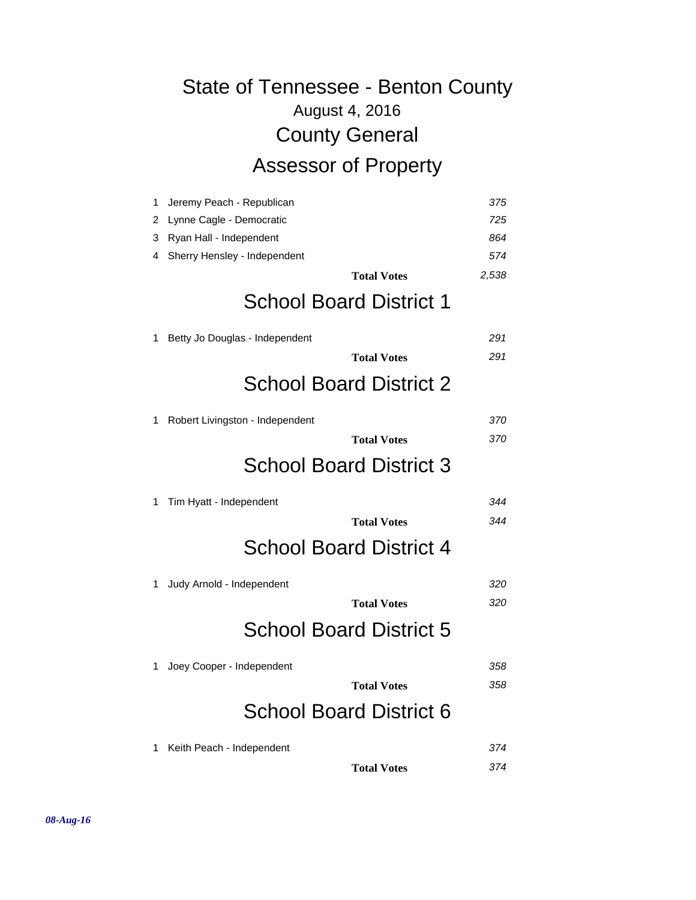# State of Tennessee - Benton County

August 4, 2016

## County General

### Assessor of Property

| # | Candidate | Votes |
|---|---|---|
| 1 | Jeremy Peach - Republican | 375 |
| 2 | Lynne Cagle - Democratic | 725 |
| 3 | Ryan Hall - Independent | 864 |
| 4 | Sherry Hensley - Independent | 574 |
| | **Total Votes** | 2,538 |

### School Board District 1

| # | Candidate | Votes |
|---|---|---|
| 1 | Betty Jo Douglas - Independent | 291 |
| | **Total Votes** | 291 |

### School Board District 2

| # | Candidate | Votes |
|---|---|---|
| 1 | Robert Livingston - Independent | 370 |
| | **Total Votes** | 370 |

### School Board District 3

| # | Candidate | Votes |
|---|---|---|
| 1 | Tim Hyatt - Independent | 344 |
| | **Total Votes** | 344 |

### School Board District 4

| # | Candidate | Votes |
|---|---|---|
| 1 | Judy Arnold - Independent | 320 |
| | **Total Votes** | 320 |

### School Board District 5

| # | Candidate | Votes |
|---|---|---|
| 1 | Joey Cooper - Independent | 358 |
| | **Total Votes** | 358 |

### School Board District 6

| # | Candidate | Votes |
|---|---|---|
| 1 | Keith Peach - Independent | 374 |
| | **Total Votes** | 374 |

*08-Aug-16*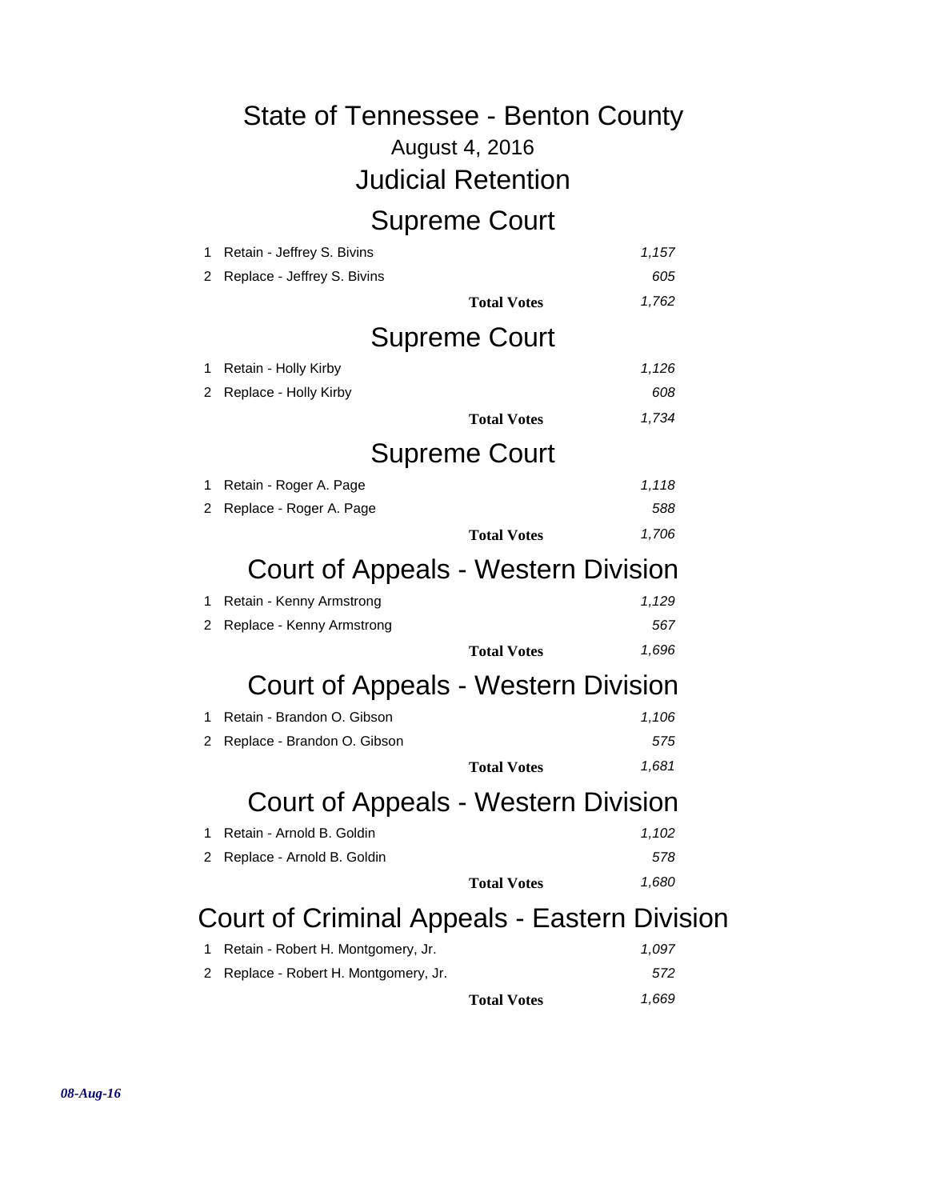# State of Tennessee - Benton County

August 4, 2016

## Judicial Retention

### Supreme Court

| | | |
|---|---|---|
| 1 | Retain - Jeffrey S. Bivins | *1,157* |
| 2 | Replace - Jeffrey S. Bivins | *605* |
| | **Total Votes** | *1,762* |

### Supreme Court

| | | |
|---|---|---|
| 1 | Retain - Holly Kirby | *1,126* |
| 2 | Replace - Holly Kirby | *608* |
| | **Total Votes** | *1,734* |

### Supreme Court

| | | |
|---|---|---|
| 1 | Retain - Roger A. Page | *1,118* |
| 2 | Replace - Roger A. Page | *588* |
| | **Total Votes** | *1,706* |

### Court of Appeals - Western Division

| | | |
|---|---|---|
| 1 | Retain - Kenny Armstrong | *1,129* |
| 2 | Replace - Kenny Armstrong | *567* |
| | **Total Votes** | *1,696* |

### Court of Appeals - Western Division

| | | |
|---|---|---|
| 1 | Retain - Brandon O. Gibson | *1,106* |
| 2 | Replace - Brandon O. Gibson | *575* |
| | **Total Votes** | *1,681* |

### Court of Appeals - Western Division

| | | |
|---|---|---|
| 1 | Retain - Arnold B. Goldin | *1,102* |
| 2 | Replace - Arnold B. Goldin | *578* |
| | **Total Votes** | *1,680* |

### Court of Criminal Appeals - Eastern Division

| | | |
|---|---|---|
| 1 | Retain - Robert H. Montgomery, Jr. | *1,097* |
| 2 | Replace - Robert H. Montgomery, Jr. | *572* |
| | **Total Votes** | *1,669* |

***08-Aug-16***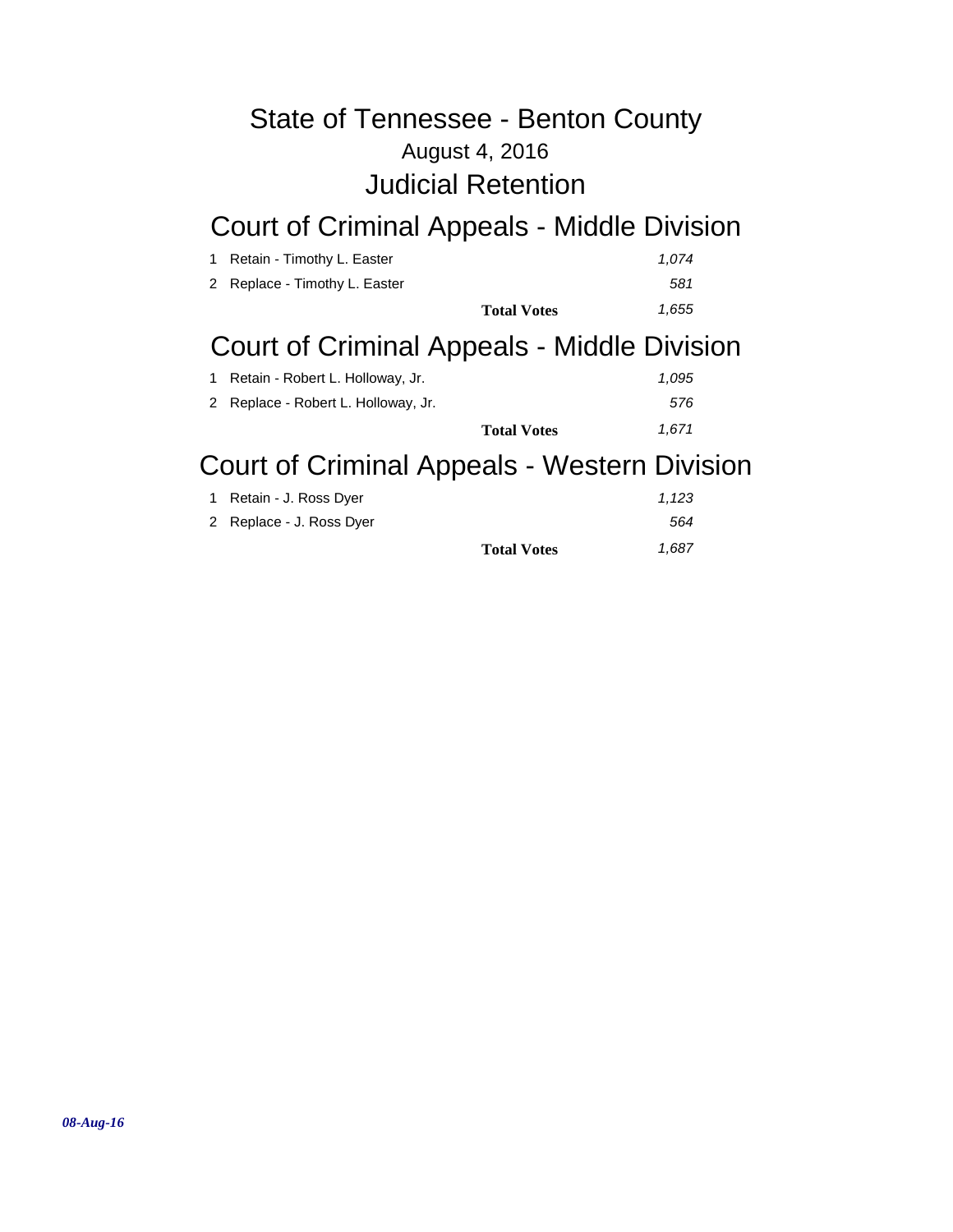# State of Tennessee - Benton County

August 4, 2016

## Judicial Retention

### Court of Criminal Appeals - Middle Division

| | | |
|---|---|---|
| 1 | Retain - Timothy L. Easter | *1,074* |
| 2 | Replace - Timothy L. Easter | *581* |
| | **Total Votes** | *1,655* |

### Court of Criminal Appeals - Middle Division

| | | |
|---|---|---|
| 1 | Retain - Robert L. Holloway, Jr. | *1,095* |
| 2 | Replace - Robert L. Holloway, Jr. | *576* |
| | **Total Votes** | *1,671* |

### Court of Criminal Appeals - Western Division

| | | |
|---|---|---|
| 1 | Retain - J. Ross Dyer | *1,123* |
| 2 | Replace - J. Ross Dyer | *564* |
| | **Total Votes** | *1,687* |

***08-Aug-16***